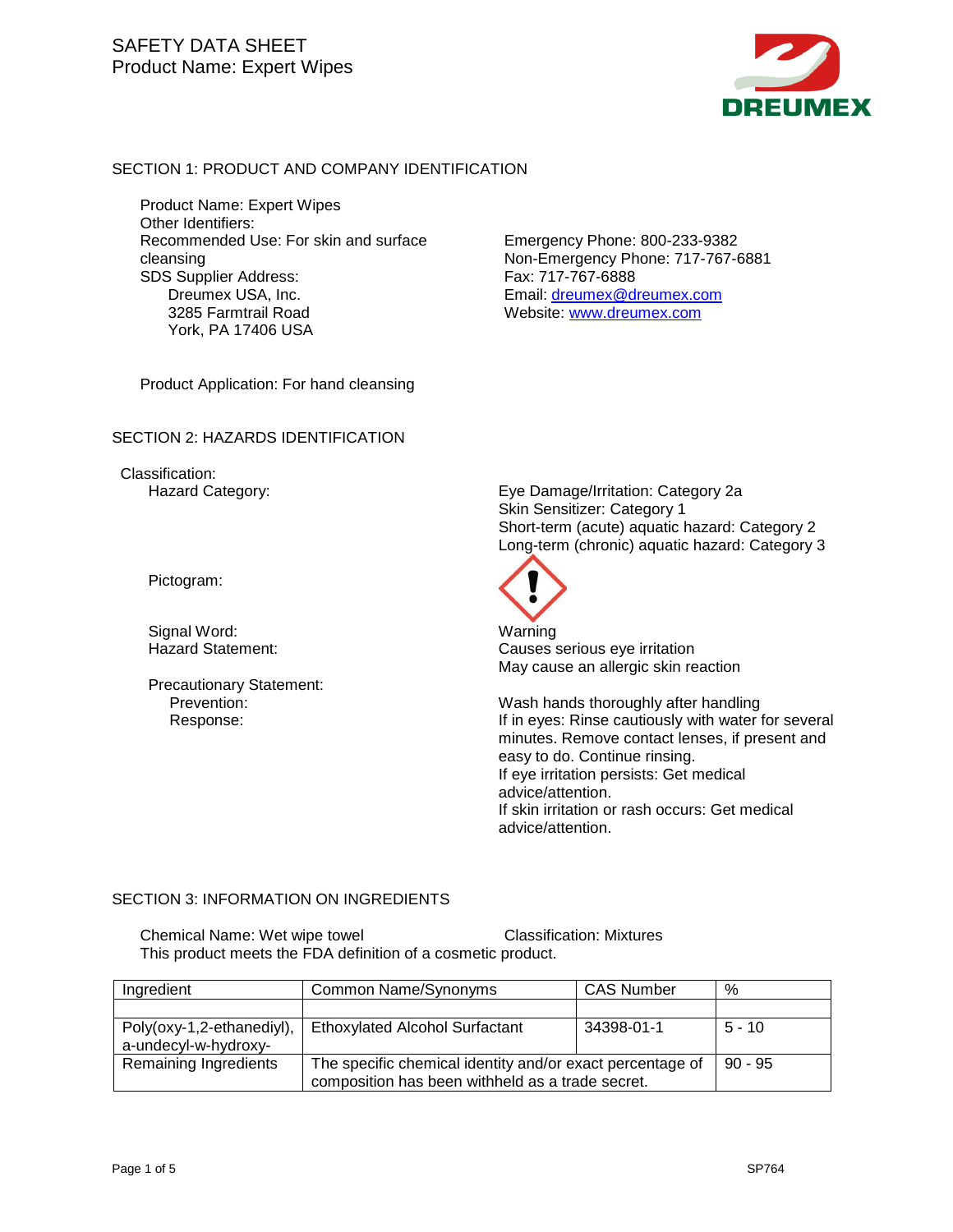# SAFETY DATA SHEET
Product Name: Expert Wipes

DREUMEX

## SECTION 1: PRODUCT AND COMPANY IDENTIFICATION

Product Name: Expert Wipes
Other Identifiers:
Recommended Use: For skin and surface cleansing
SDS Supplier Address:
Dreumex USA, Inc.
3285 Farmtrail Road
York, PA 17406 USA

Emergency Phone: 800-233-9382
Non-Emergency Phone: 717-767-6881
Fax: 717-767-6888
Email: dreumex@dreumex.com
Website: www.dreumex.com

Product Application: For hand cleansing

## SECTION 2: HAZARDS IDENTIFICATION

Classification:

Hazard Category:
- Eye Damage/Irritation: Category 2a
- Skin Sensitizer: Category 1
- Short-term (acute) aquatic hazard: Category 2
- Long-term (chronic) aquatic hazard: Category 3

Pictogram:

Signal Word: Warning

Hazard Statement:
- Causes serious eye irritation
- May cause an allergic skin reaction

Precautionary Statement:

Prevention: Wash hands thoroughly after handling

Response: If in eyes: Rinse cautiously with water for several minutes. Remove contact lenses, if present and easy to do. Continue rinsing.
If eye irritation persists: Get medical advice/attention.
If skin irritation or rash occurs: Get medical advice/attention.

## SECTION 3: INFORMATION ON INGREDIENTS

Chemical Name: Wet wipe towel    Classification: Mixtures
This product meets the FDA definition of a cosmetic product.

| Ingredient | Common Name/Synonyms | CAS Number | % |
|---|---|---|---|
| | | | |
| Poly(oxy-1,2-ethanediyl), a-undecyl-w-hydroxy- | Ethoxylated Alcohol Surfactant | 34398-01-1 | 5 - 10 |
| Remaining Ingredients | The specific chemical identity and/or exact percentage of composition has been withheld as a trade secret. | | 90 - 95 |

SP764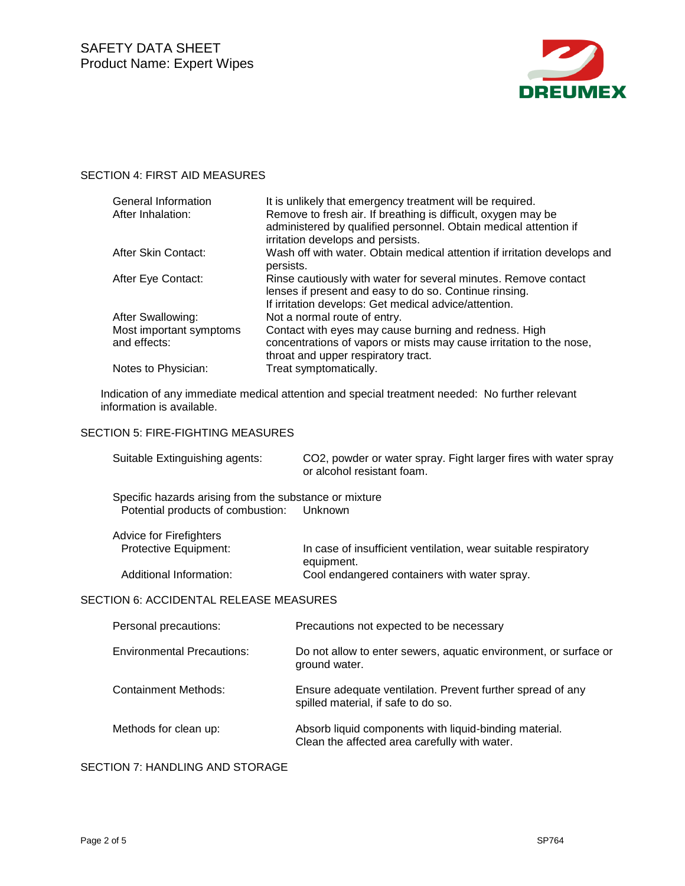## SECTION 4: FIRST AID MEASURES

| | |
|---|---|
| General Information | It is unlikely that emergency treatment will be required. |
| After Inhalation: | Remove to fresh air. If breathing is difficult, oxygen may be administered by qualified personnel. Obtain medical attention if irritation develops and persists. |
| After Skin Contact: | Wash off with water. Obtain medical attention if irritation develops and persists. |
| After Eye Contact: | Rinse cautiously with water for several minutes. Remove contact lenses if present and easy to do so. Continue rinsing. If irritation develops: Get medical advice/attention. |
| After Swallowing: | Not a normal route of entry. |
| Most important symptoms and effects: | Contact with eyes may cause burning and redness. High concentrations of vapors or mists may cause irritation to the nose, throat and upper respiratory tract. |
| Notes to Physician: | Treat symptomatically. |

Indication of any immediate medical attention and special treatment needed: No further relevant information is available.

## SECTION 5: FIRE-FIGHTING MEASURES

| | |
|---|---|
| Suitable Extinguishing agents: | $CO_2$, powder or water spray. Fight larger fires with water spray or alcohol resistant foam. |

Specific hazards arising from the substance or mixture

| | |
|---|---|
| Potential products of combustion: | Unknown |

Advice for Firefighters

| | |
|---|---|
| Protective Equipment: | In case of insufficient ventilation, wear suitable respiratory equipment. |
| Additional Information: | Cool endangered containers with water spray. |

## SECTION 6: ACCIDENTAL RELEASE MEASURES

| | |
|---|---|
| Personal precautions: | Precautions not expected to be necessary |
| Environmental Precautions: | Do not allow to enter sewers, aquatic environment, or surface or ground water. |
| Containment Methods: | Ensure adequate ventilation. Prevent further spread of any spilled material, if safe to do so. |
| Methods for clean up: | Absorb liquid components with liquid-binding material. Clean the affected area carefully with water. |

## SECTION 7: HANDLING AND STORAGE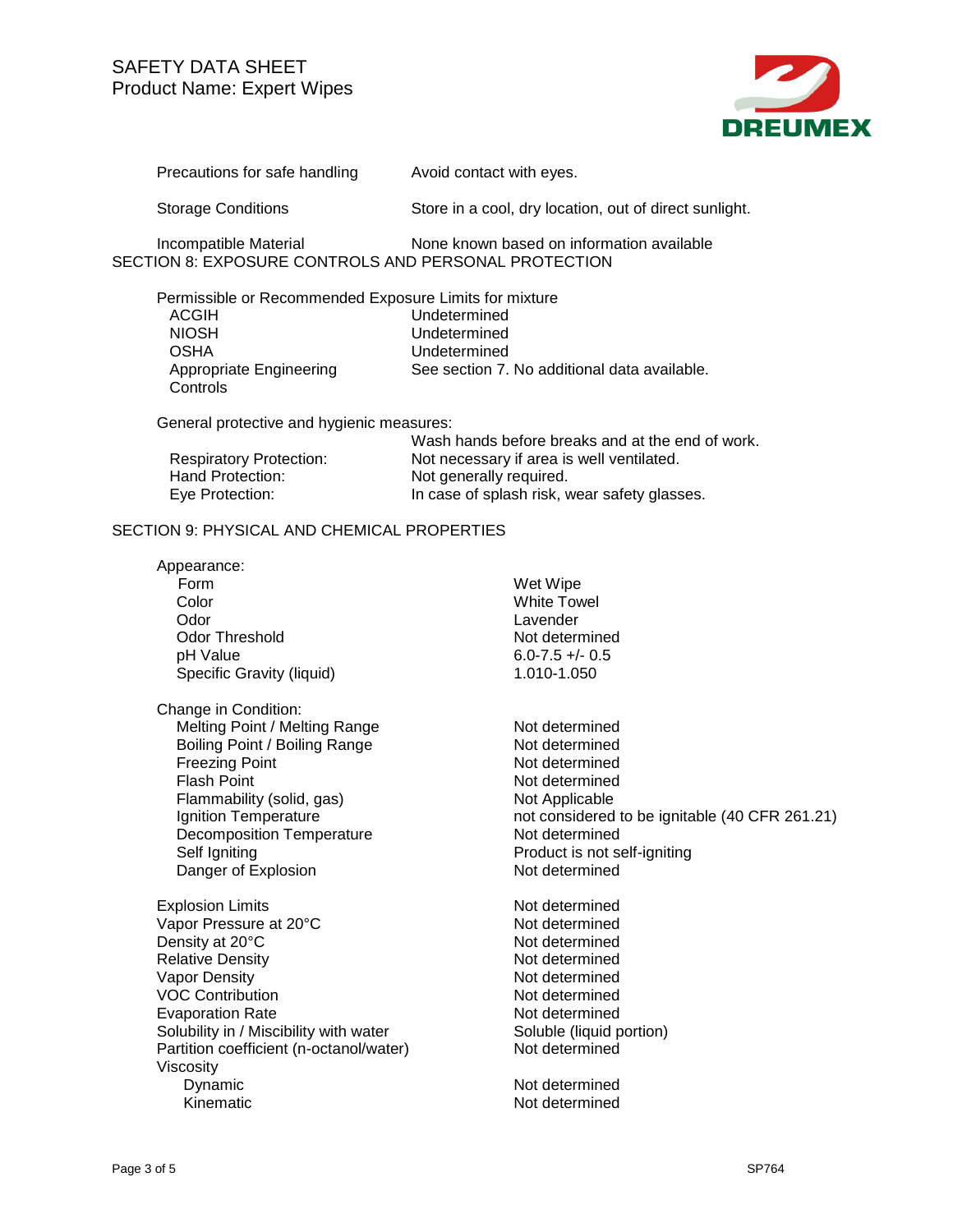| | |
|---|---|
| Precautions for safe handling | Avoid contact with eyes. |
| Storage Conditions | Store in a cool, dry location, out of direct sunlight. |
| Incompatible Material | None known based on information available |

## SECTION 8: EXPOSURE CONTROLS AND PERSONAL PROTECTION

Permissible or Recommended Exposure Limits for mixture

| | |
|---|---|
| ACGIH | Undetermined |
| NIOSH | Undetermined |
| OSHA | Undetermined |
| Appropriate Engineering Controls | See section 7. No additional data available. |

General protective and hygienic measures:

| | |
|---|---|
| | Wash hands before breaks and at the end of work. |
| Respiratory Protection: | Not necessary if area is well ventilated. |
| Hand Protection: | Not generally required. |
| Eye Protection: | In case of splash risk, wear safety glasses. |

## SECTION 9: PHYSICAL AND CHEMICAL PROPERTIES

Appearance:

| | |
|---|---|
| Form | Wet Wipe |
| Color | White Towel |
| Odor | Lavender |
| Odor Threshold | Not determined |
| pH Value | 6.0-7.5 +/- 0.5 |
| Specific Gravity (liquid) | 1.010-1.050 |

Change in Condition:

| | |
|---|---|
| Melting Point / Melting Range | Not determined |
| Boiling Point / Boiling Range | Not determined |
| Freezing Point | Not determined |
| Flash Point | Not determined |
| Flammability (solid, gas) | Not Applicable |
| Ignition Temperature | not considered to be ignitable (40 CFR 261.21) |
| Decomposition Temperature | Not determined |
| Self Igniting | Product is not self-igniting |
| Danger of Explosion | Not determined |

| | |
|---|---|
| Explosion Limits | Not determined |
| Vapor Pressure at 20°C | Not determined |
| Density at 20°C | Not determined |
| Relative Density | Not determined |
| Vapor Density | Not determined |
| VOC Contribution | Not determined |
| Evaporation Rate | Not determined |
| Solubility in / Miscibility with water | Soluble (liquid portion) |
| Partition coefficient (n-octanol/water) | Not determined |
| Viscosity | |
| Dynamic | Not determined |
| Kinematic | Not determined |

SP764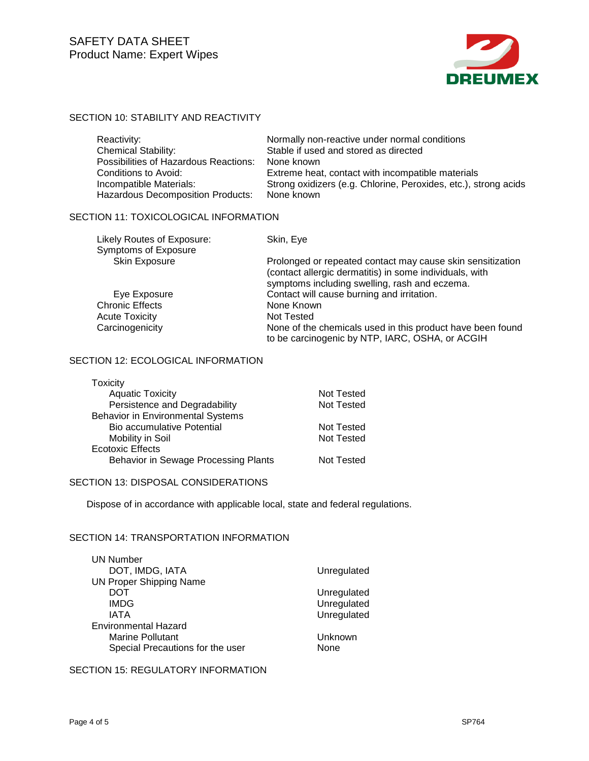## SECTION 10: STABILITY AND REACTIVITY

| | |
|---|---|
| Reactivity: | Normally non-reactive under normal conditions |
| Chemical Stability: | Stable if used and stored as directed |
| Possibilities of Hazardous Reactions: | None known |
| Conditions to Avoid: | Extreme heat, contact with incompatible materials |
| Incompatible Materials: | Strong oxidizers (e.g. Chlorine, Peroxides, etc.), strong acids |
| Hazardous Decomposition Products: | None known |

## SECTION 11: TOXICOLOGICAL INFORMATION

| | |
|---|---|
| Likely Routes of Exposure: | Skin, Eye |
| Symptoms of Exposure | |
| Skin Exposure | Prolonged or repeated contact may cause skin sensitization (contact allergic dermatitis) in some individuals, with symptoms including swelling, rash and eczema. |
| Eye Exposure | Contact will cause burning and irritation. |
| Chronic Effects | None Known |
| Acute Toxicity | Not Tested |
| Carcinogenicity | None of the chemicals used in this product have been found to be carcinogenic by NTP, IARC, OSHA, or ACGIH |

## SECTION 12: ECOLOGICAL INFORMATION

| | |
|---|---|
| Toxicity | |
| Aquatic Toxicity | Not Tested |
| Persistence and Degradability | Not Tested |
| Behavior in Environmental Systems | |
| Bio accumulative Potential | Not Tested |
| Mobility in Soil | Not Tested |
| Ecotoxic Effects | |
| Behavior in Sewage Processing Plants | Not Tested |

## SECTION 13: DISPOSAL CONSIDERATIONS

Dispose of in accordance with applicable local, state and federal regulations.

## SECTION 14: TRANSPORTATION INFORMATION

| | |
|---|---|
| UN Number | |
| DOT, IMDG, IATA | Unregulated |
| UN Proper Shipping Name | |
| DOT | Unregulated |
| IMDG | Unregulated |
| IATA | Unregulated |
| Environmental Hazard | |
| Marine Pollutant | Unknown |
| Special Precautions for the user | None |

## SECTION 15: REGULATORY INFORMATION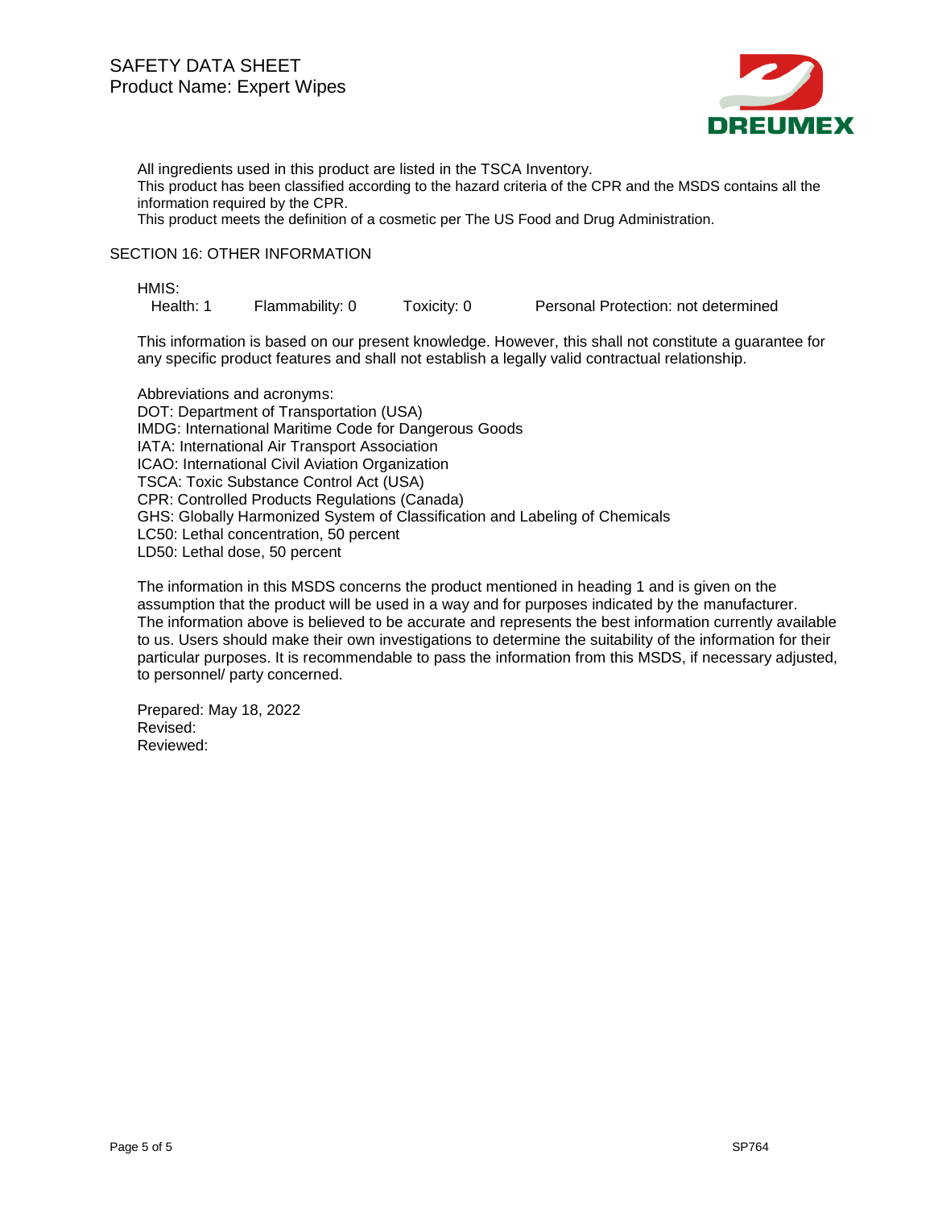All ingredients used in this product are listed in the TSCA Inventory.
This product has been classified according to the hazard criteria of the CPR and the MSDS contains all the information required by the CPR.
This product meets the definition of a cosmetic per The US Food and Drug Administration.

## SECTION 16: OTHER INFORMATION

HMIS:

| | | | |
|---|---|---|---|
| Health: 1 | Flammability: 0 | Toxicity: 0 | Personal Protection: not determined |

This information is based on our present knowledge. However, this shall not constitute a guarantee for any specific product features and shall not establish a legally valid contractual relationship.

Abbreviations and acronyms:
DOT: Department of Transportation (USA)
IMDG: International Maritime Code for Dangerous Goods
IATA: International Air Transport Association
ICAO: International Civil Aviation Organization
TSCA: Toxic Substance Control Act (USA)
CPR: Controlled Products Regulations (Canada)
GHS: Globally Harmonized System of Classification and Labeling of Chemicals
LC50: Lethal concentration, 50 percent
LD50: Lethal dose, 50 percent

The information in this MSDS concerns the product mentioned in heading 1 and is given on the assumption that the product will be used in a way and for purposes indicated by the manufacturer. The information above is believed to be accurate and represents the best information currently available to us. Users should make their own investigations to determine the suitability of the information for their particular purposes. It is recommendable to pass the information from this MSDS, if necessary adjusted, to personnel/ party concerned.

Prepared: May 18, 2022
Revised:
Reviewed:

SP764